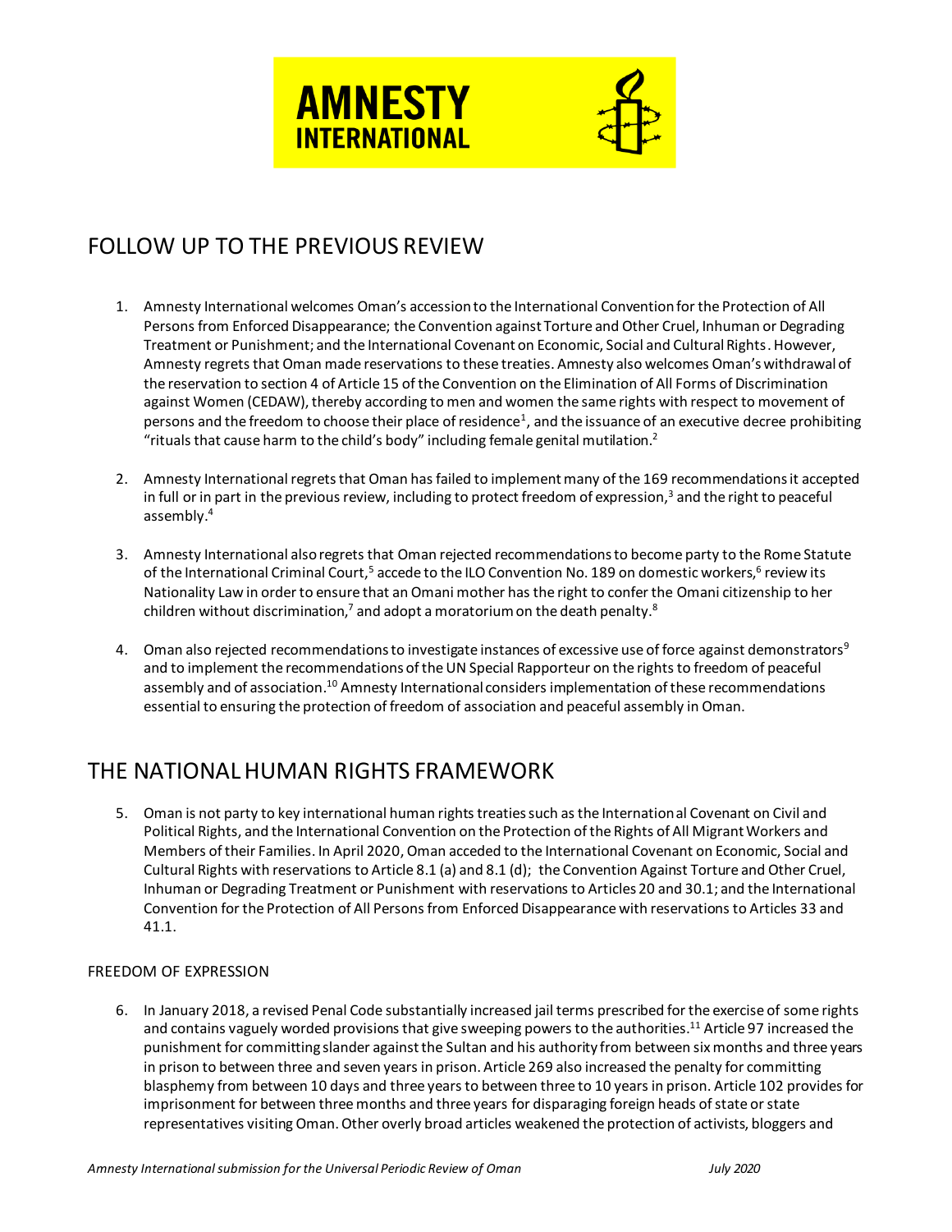## FOLLOW UP TO THE PREVIOUS REVIEW

1. Amnesty International welcomes Oman's accession to the International Convention for the Protection of All Persons from Enforced Disappearance; the Convention against Torture and Other Cruel, Inhuman or Degrading Treatment or Punishment; and the International Covenant on Economic, Social and Cultural Rights. However, Amnesty regrets that Oman made reservations to these treaties. Amnesty also welcomes Oman's withdrawal of the reservation to section 4 of Article 15 of the Convention on the Elimination of All Forms of Discrimination against Women (CEDAW), thereby according to men and women the same rights with respect to movement of persons and the freedom to choose their place of residence[1], and the issuance of an executive decree prohibiting "rituals that cause harm to the child's body" including female genital mutilation.[2]

2. Amnesty International regrets that Oman has failed to implement many of the 169 recommendations it accepted in full or in part in the previous review, including to protect freedom of expression,[3] and the right to peaceful assembly.[4]

3. Amnesty International also regrets that Oman rejected recommendations to become party to the Rome Statute of the International Criminal Court,[5] accede to the ILO Convention No. 189 on domestic workers,[6] review its Nationality Law in order to ensure that an Omani mother has the right to confer the Omani citizenship to her children without discrimination,[7] and adopt a moratorium on the death penalty.[8]

4. Oman also rejected recommendations to investigate instances of excessive use of force against demonstrators[9] and to implement the recommendations of the UN Special Rapporteur on the rights to freedom of peaceful assembly and of association.[10] Amnesty International considers implementation of these recommendations essential to ensuring the protection of freedom of association and peaceful assembly in Oman.

## THE NATIONAL HUMAN RIGHTS FRAMEWORK

5. Oman is not party to key international human rights treaties such as the International Covenant on Civil and Political Rights, and the International Convention on the Protection of the Rights of All Migrant Workers and Members of their Families. In April 2020, Oman acceded to the International Covenant on Economic, Social and Cultural Rights with reservations to Article 8.1 (a) and 8.1 (d); the Convention Against Torture and Other Cruel, Inhuman or Degrading Treatment or Punishment with reservations to Articles 20 and 30.1; and the International Convention for the Protection of All Persons from Enforced Disappearance with reservations to Articles 33 and 41.1.

### FREEDOM OF EXPRESSION

6. In January 2018, a revised Penal Code substantially increased jail terms prescribed for the exercise of some rights and contains vaguely worded provisions that give sweeping powers to the authorities.[11] Article 97 increased the punishment for committing slander against the Sultan and his authority from between six months and three years in prison to between three and seven years in prison. Article 269 also increased the penalty for committing blasphemy from between 10 days and three years to between three to 10 years in prison. Article 102 provides for imprisonment for between three months and three years for disparaging foreign heads of state or state representatives visiting Oman. Other overly broad articles weakened the protection of activists, bloggers and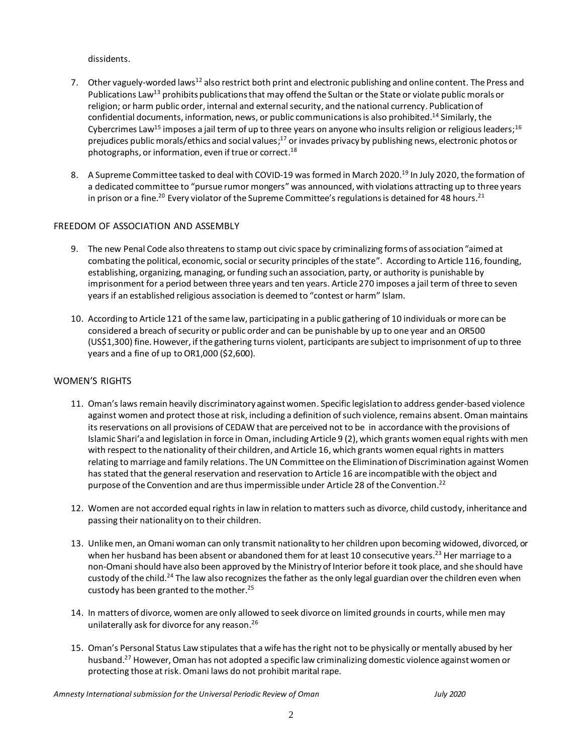dissidents.

7. Other vaguely-worded laws[12] also restrict both print and electronic publishing and online content. The Press and Publications Law[13] prohibits publications that may offend the Sultan or the State or violate public morals or religion; or harm public order, internal and external security, and the national currency. Publication of confidential documents, information, news, or public communications is also prohibited.[14] Similarly, the Cybercrimes Law[15] imposes a jail term of up to three years on anyone who insults religion or religious leaders;[16] prejudices public morals/ethics and social values;[17] or invades privacy by publishing news, electronic photos or photographs, or information, even if true or correct.[18]

8. A Supreme Committee tasked to deal with COVID-19 was formed in March 2020.[19] In July 2020, the formation of a dedicated committee to "pursue rumor mongers" was announced, with violations attracting up to three years in prison or a fine.[20] Every violator of the Supreme Committee's regulations is detained for 48 hours.[21]

## FREEDOM OF ASSOCIATION AND ASSEMBLY

9. The new Penal Code also threatens to stamp out civic space by criminalizing forms of association "aimed at combating the political, economic, social or security principles of the state". According to Article 116, founding, establishing, organizing, managing, or funding such an association, party, or authority is punishable by imprisonment for a period between three years and ten years. Article 270 imposes a jail term of three to seven years if an established religious association is deemed to "contest or harm" Islam.

10. According to Article 121 of the same law, participating in a public gathering of 10 individuals or more can be considered a breach of security or public order and can be punishable by up to one year and an OR500 (US$1,300) fine. However, if the gathering turns violent, participants are subject to imprisonment of up to three years and a fine of up to OR1,000 ($2,600).

## WOMEN'S RIGHTS

11. Oman's laws remain heavily discriminatory against women. Specific legislation to address gender-based violence against women and protect those at risk, including a definition of such violence, remains absent. Oman maintains its reservations on all provisions of CEDAW that are perceived not to be in accordance with the provisions of Islamic Shari'a and legislation in force in Oman, including Article 9 (2), which grants women equal rights with men with respect to the nationality of their children, and Article 16, which grants women equal rights in matters relating to marriage and family relations. The UN Committee on the Elimination of Discrimination against Women has stated that the general reservation and reservation to Article 16 are incompatible with the object and purpose of the Convention and are thus impermissible under Article 28 of the Convention.[22]

12. Women are not accorded equal rights in law in relation to matters such as divorce, child custody, inheritance and passing their nationality on to their children.

13. Unlike men, an Omani woman can only transmit nationality to her children upon becoming widowed, divorced, or when her husband has been absent or abandoned them for at least 10 consecutive years.[23] Her marriage to a non-Omani should have also been approved by the Ministry of Interior before it took place, and she should have custody of the child.[24] The law also recognizes the father as the only legal guardian over the children even when custody has been granted to the mother.[25]

14. In matters of divorce, women are only allowed to seek divorce on limited grounds in courts, while men may unilaterally ask for divorce for any reason.[26]

15. Oman's Personal Status Law stipulates that a wife has the right not to be physically or mentally abused by her husband.[27] However, Oman has not adopted a specific law criminalizing domestic violence against women or protecting those at risk. Omani laws do not prohibit marital rape.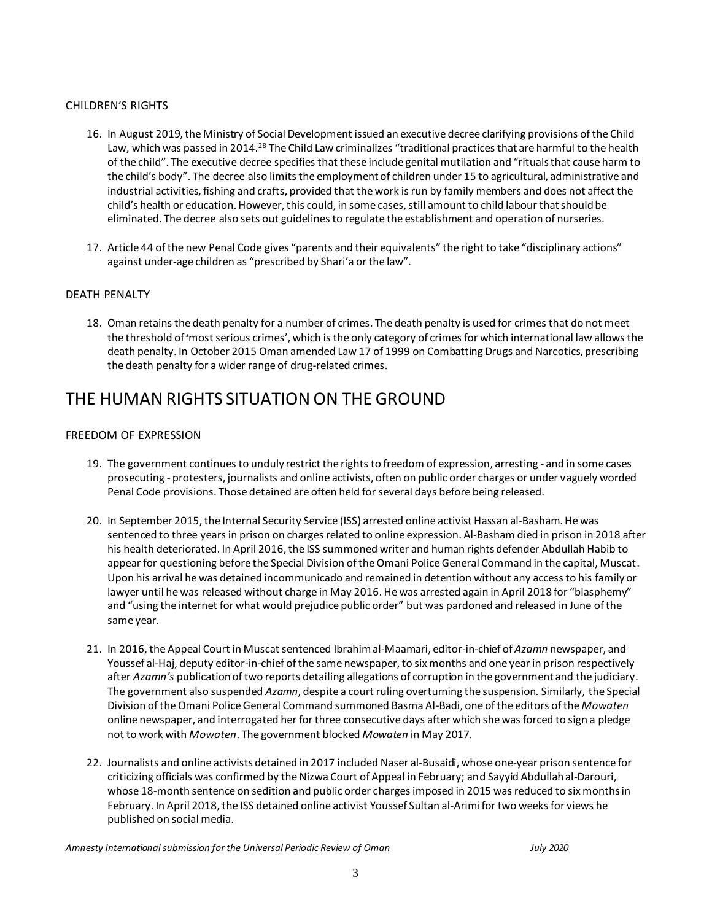### CHILDREN'S RIGHTS

16. In August 2019, the Ministry of Social Development issued an executive decree clarifying provisions of the Child Law, which was passed in 2014.[28] The Child Law criminalizes "traditional practices that are harmful to the health of the child". The executive decree specifies that these include genital mutilation and "rituals that cause harm to the child's body". The decree also limits the employment of children under 15 to agricultural, administrative and industrial activities, fishing and crafts, provided that the work is run by family members and does not affect the child's health or education. However, this could, in some cases, still amount to child labour that should be eliminated. The decree also sets out guidelines to regulate the establishment and operation of nurseries.

17. Article 44 of the new Penal Code gives "parents and their equivalents" the right to take "disciplinary actions" against under-age children as "prescribed by Shari'a or the law".

### DEATH PENALTY

18. Oman retains the death penalty for a number of crimes. The death penalty is used for crimes that do not meet the threshold of 'most serious crimes', which is the only category of crimes for which international law allows the death penalty. In October 2015 Oman amended Law 17 of 1999 on Combatting Drugs and Narcotics, prescribing the death penalty for a wider range of drug-related crimes.

## THE HUMAN RIGHTS SITUATION ON THE GROUND

### FREEDOM OF EXPRESSION

19. The government continues to unduly restrict the rights to freedom of expression, arresting - and in some cases prosecuting - protesters, journalists and online activists, often on public order charges or under vaguely worded Penal Code provisions. Those detained are often held for several days before being released.

20. In September 2015, the Internal Security Service (ISS) arrested online activist Hassan al-Basham. He was sentenced to three years in prison on charges related to online expression. Al-Basham died in prison in 2018 after his health deteriorated. In April 2016, the ISS summoned writer and human rights defender Abdullah Habib to appear for questioning before the Special Division of the Omani Police General Command in the capital, Muscat. Upon his arrival he was detained incommunicado and remained in detention without any access to his family or lawyer until he was released without charge in May 2016. He was arrested again in April 2018 for "blasphemy" and "using the internet for what would prejudice public order" but was pardoned and released in June of the same year.

21. In 2016, the Appeal Court in Muscat sentenced Ibrahim al-Maamari, editor-in-chief of *Azamn* newspaper, and Youssef al-Haj, deputy editor-in-chief of the same newspaper, to six months and one year in prison respectively after *Azamn's* publication of two reports detailing allegations of corruption in the government and the judiciary. The government also suspended *Azamn*, despite a court ruling overturning the suspension. Similarly, the Special Division of the Omani Police General Command summoned Basma Al-Badi, one of the editors of the *Mowaten* online newspaper, and interrogated her for three consecutive days after which she was forced to sign a pledge not to work with *Mowaten*. The government blocked *Mowaten* in May 2017.

22. Journalists and online activists detained in 2017 included Naser al-Busaidi, whose one-year prison sentence for criticizing officials was confirmed by the Nizwa Court of Appeal in February; and Sayyid Abdullah al-Darouri, whose 18-month sentence on sedition and public order charges imposed in 2015 was reduced to six months in February. In April 2018, the ISS detained online activist Youssef Sultan al-Arimi for two weeks for views he published on social media.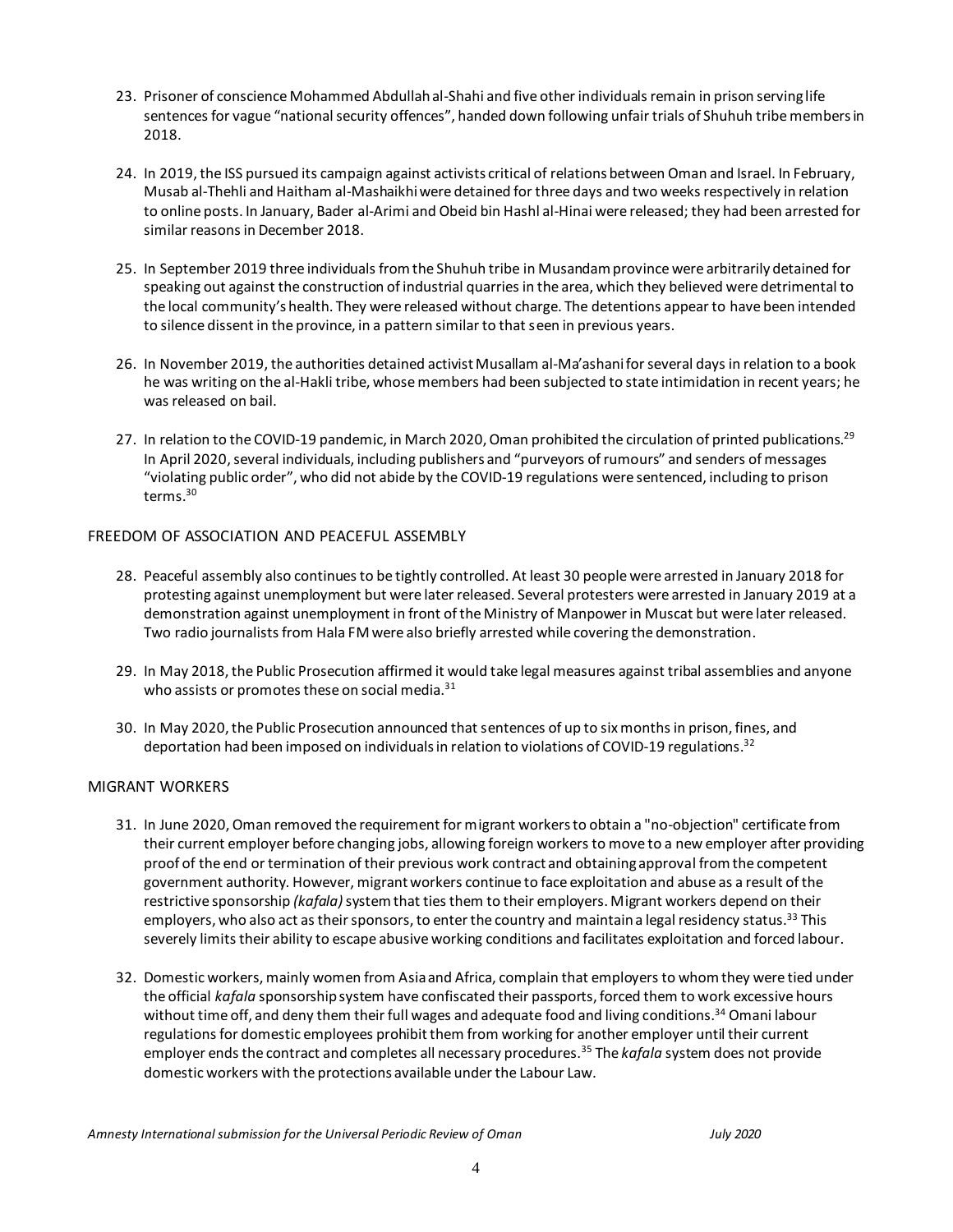23. Prisoner of conscience Mohammed Abdullah al-Shahi and five other individuals remain in prison serving life sentences for vague "national security offences", handed down following unfair trials of Shuhuh tribe members in 2018.

24. In 2019, the ISS pursued its campaign against activists critical of relations between Oman and Israel. In February, Musab al-Thehli and Haitham al-Mashaikhi were detained for three days and two weeks respectively in relation to online posts. In January, Bader al-Arimi and Obeid bin Hashl al-Hinai were released; they had been arrested for similar reasons in December 2018.

25. In September 2019 three individuals from the Shuhuh tribe in Musandam province were arbitrarily detained for speaking out against the construction of industrial quarries in the area, which they believed were detrimental to the local community's health. They were released without charge. The detentions appear to have been intended to silence dissent in the province, in a pattern similar to that seen in previous years.

26. In November 2019, the authorities detained activist Musallam al-Ma'ashani for several days in relation to a book he was writing on the al-Hakli tribe, whose members had been subjected to state intimidation in recent years; he was released on bail.

27. In relation to the COVID-19 pandemic, in March 2020, Oman prohibited the circulation of printed publications.[29] In April 2020, several individuals, including publishers and "purveyors of rumours" and senders of messages "violating public order", who did not abide by the COVID-19 regulations were sentenced, including to prison terms.[30]

## FREEDOM OF ASSOCIATION AND PEACEFUL ASSEMBLY

28. Peaceful assembly also continues to be tightly controlled. At least 30 people were arrested in January 2018 for protesting against unemployment but were later released. Several protesters were arrested in January 2019 at a demonstration against unemployment in front of the Ministry of Manpower in Muscat but were later released. Two radio journalists from Hala FM were also briefly arrested while covering the demonstration.

29. In May 2018, the Public Prosecution affirmed it would take legal measures against tribal assemblies and anyone who assists or promotes these on social media.[31]

30. In May 2020, the Public Prosecution announced that sentences of up to six months in prison, fines, and deportation had been imposed on individuals in relation to violations of COVID-19 regulations.[32]

## MIGRANT WORKERS

31. In June 2020, Oman removed the requirement for migrant workers to obtain a "no-objection" certificate from their current employer before changing jobs, allowing foreign workers to move to a new employer after providing proof of the end or termination of their previous work contract and obtaining approval from the competent government authority. However, migrant workers continue to face exploitation and abuse as a result of the restrictive sponsorship *(kafala)* system that ties them to their employers. Migrant workers depend on their employers, who also act as their sponsors, to enter the country and maintain a legal residency status.[33] This severely limits their ability to escape abusive working conditions and facilitates exploitation and forced labour.

32. Domestic workers, mainly women from Asia and Africa, complain that employers to whom they were tied under the official *kafala* sponsorship system have confiscated their passports, forced them to work excessive hours without time off, and deny them their full wages and adequate food and living conditions.[34] Omani labour regulations for domestic employees prohibit them from working for another employer until their current employer ends the contract and completes all necessary procedures.[35] The *kafala* system does not provide domestic workers with the protections available under the Labour Law.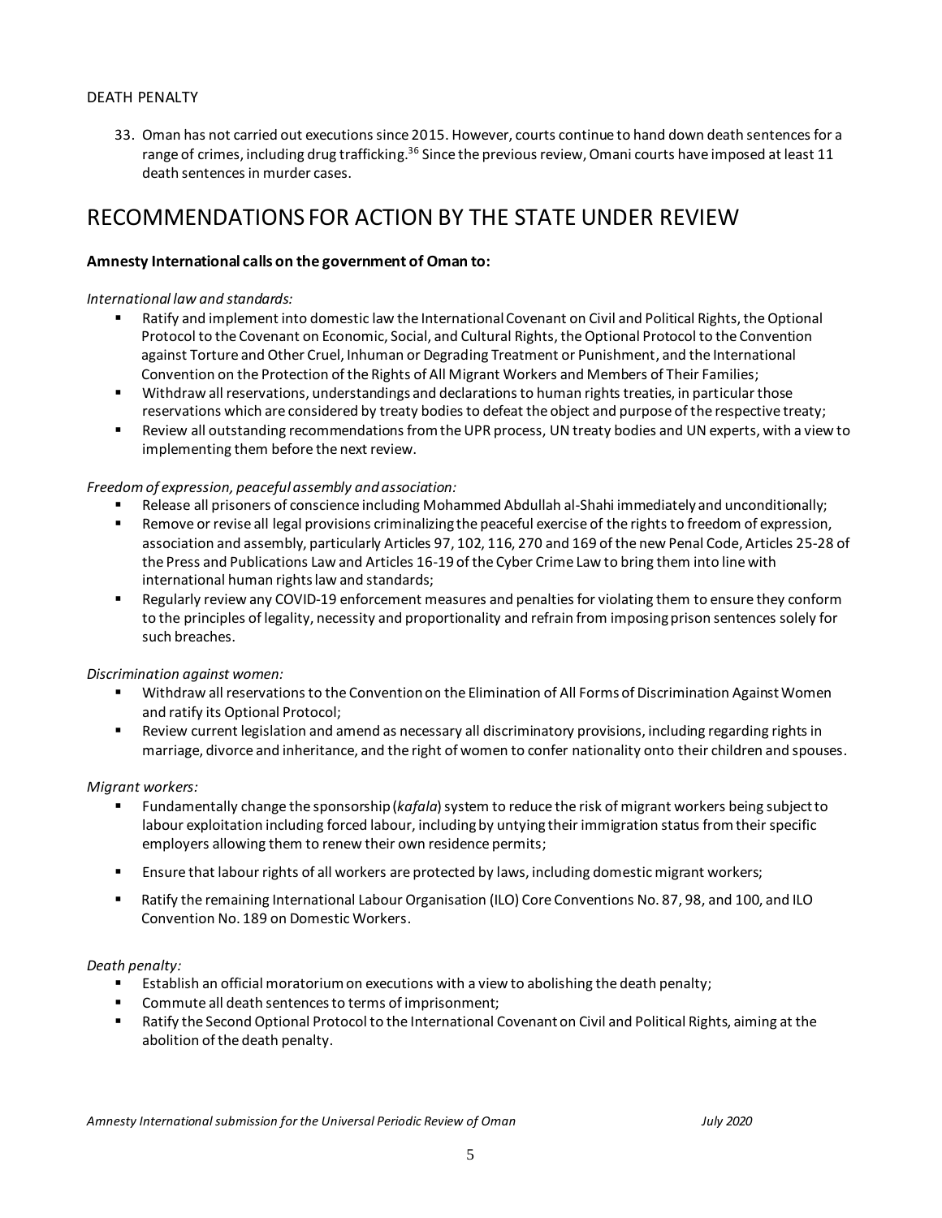DEATH PENALTY

33. Oman has not carried out executions since 2015. However, courts continue to hand down death sentences for a range of crimes, including drug trafficking.[36] Since the previous review, Omani courts have imposed at least 11 death sentences in murder cases.

# RECOMMENDATIONS FOR ACTION BY THE STATE UNDER REVIEW

**Amnesty International calls on the government of Oman to:**

*International law and standards:*

- Ratify and implement into domestic law the International Covenant on Civil and Political Rights, the Optional Protocol to the Covenant on Economic, Social, and Cultural Rights, the Optional Protocol to the Convention against Torture and Other Cruel, Inhuman or Degrading Treatment or Punishment, and the International Convention on the Protection of the Rights of All Migrant Workers and Members of Their Families;
- Withdraw all reservations, understandings and declarations to human rights treaties, in particular those reservations which are considered by treaty bodies to defeat the object and purpose of the respective treaty;
- Review all outstanding recommendations from the UPR process, UN treaty bodies and UN experts, with a view to implementing them before the next review.

*Freedom of expression, peaceful assembly and association:*

- Release all prisoners of conscience including Mohammed Abdullah al-Shahi immediately and unconditionally;
- Remove or revise all legal provisions criminalizing the peaceful exercise of the rights to freedom of expression, association and assembly, particularly Articles 97, 102, 116, 270 and 169 of the new Penal Code, Articles 25-28 of the Press and Publications Law and Articles 16-19 of the Cyber Crime Law to bring them into line with international human rights law and standards;
- Regularly review any COVID-19 enforcement measures and penalties for violating them to ensure they conform to the principles of legality, necessity and proportionality and refrain from imposing prison sentences solely for such breaches.

*Discrimination against women:*

- Withdraw all reservations to the Convention on the Elimination of All Forms of Discrimination Against Women and ratify its Optional Protocol;
- Review current legislation and amend as necessary all discriminatory provisions, including regarding rights in marriage, divorce and inheritance, and the right of women to confer nationality onto their children and spouses.

*Migrant workers:*

- Fundamentally change the sponsorship (*kafala*) system to reduce the risk of migrant workers being subject to labour exploitation including forced labour, including by untying their immigration status from their specific employers allowing them to renew their own residence permits;
- Ensure that labour rights of all workers are protected by laws, including domestic migrant workers;
- Ratify the remaining International Labour Organisation (ILO) Core Conventions No. 87, 98, and 100, and ILO Convention No. 189 on Domestic Workers.

*Death penalty:*

- Establish an official moratorium on executions with a view to abolishing the death penalty;
- Commute all death sentences to terms of imprisonment;
- Ratify the Second Optional Protocol to the International Covenant on Civil and Political Rights, aiming at the abolition of the death penalty.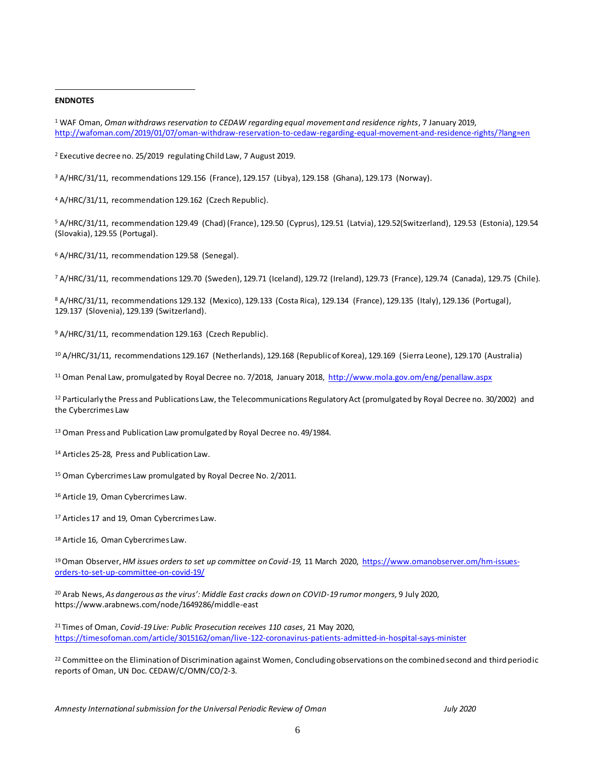**ENDNOTES**

[1] WAF Oman, *Oman withdraws reservation to CEDAW regarding equal movement and residence rights*, 7 January 2019, http://wafoman.com/2019/01/07/oman-withdraw-reservation-to-cedaw-regarding-equal-movement-and-residence-rights/?lang=en

[2] Executive decree no. 25/2019 regulating Child Law, 7 August 2019.

[3] A/HRC/31/11, recommendations 129.156 (France), 129.157 (Libya), 129.158 (Ghana), 129.173 (Norway).

[4] A/HRC/31/11, recommendation 129.162 (Czech Republic).

[5] A/HRC/31/11, recommendation 129.49 (Chad) (France), 129.50 (Cyprus), 129.51 (Latvia), 129.52(Switzerland), 129.53 (Estonia), 129.54 (Slovakia), 129.55 (Portugal).

[6] A/HRC/31/11, recommendation 129.58 (Senegal).

[7] A/HRC/31/11, recommendations 129.70 (Sweden), 129.71 (Iceland), 129.72 (Ireland), 129.73 (France), 129.74 (Canada), 129.75 (Chile).

[8] A/HRC/31/11, recommendations 129.132 (Mexico), 129.133 (Costa Rica), 129.134 (France), 129.135 (Italy), 129.136 (Portugal), 129.137 (Slovenia), 129.139 (Switzerland).

[9] A/HRC/31/11, recommendation 129.163 (Czech Republic).

[10] A/HRC/31/11, recommendations 129.167 (Netherlands), 129.168 (Republic of Korea), 129.169 (Sierra Leone), 129.170 (Australia)

[11] Oman Penal Law, promulgated by Royal Decree no. 7/2018, January 2018, http://www.mola.gov.om/eng/penallaw.aspx

[12] Particularly the Press and Publications Law, the Telecommunications Regulatory Act (promulgated by Royal Decree no. 30/2002) and the Cybercrimes Law

[13] Oman Press and Publication Law promulgated by Royal Decree no. 49/1984.

[14] Articles 25-28, Press and Publication Law.

[15] Oman Cybercrimes Law promulgated by Royal Decree No. 2/2011.

[16] Article 19, Oman Cybercrimes Law.

[17] Articles 17 and 19, Oman Cybercrimes Law.

[18] Article 16, Oman Cybercrimes Law.

[19] Oman Observer, *HM issues orders to set up committee on Covid-19,* 11 March 2020, https://www.omanobserver.om/hm-issues-orders-to-set-up-committee-on-covid-19/

[20] Arab News, *As dangerous as the virus': Middle East cracks down on COVID-19 rumor mongers,* 9 July 2020, https://www.arabnews.com/node/1649286/middle-east

[21] Times of Oman, *Covid-19 Live: Public Prosecution receives 110 cases,* 21 May 2020, https://timesofoman.com/article/3015162/oman/live-122-coronavirus-patients-admitted-in-hospital-says-minister

[22] Committee on the Elimination of Discrimination against Women, Concluding observations on the combined second and third periodic reports of Oman, UN Doc. CEDAW/C/OMN/CO/2-3.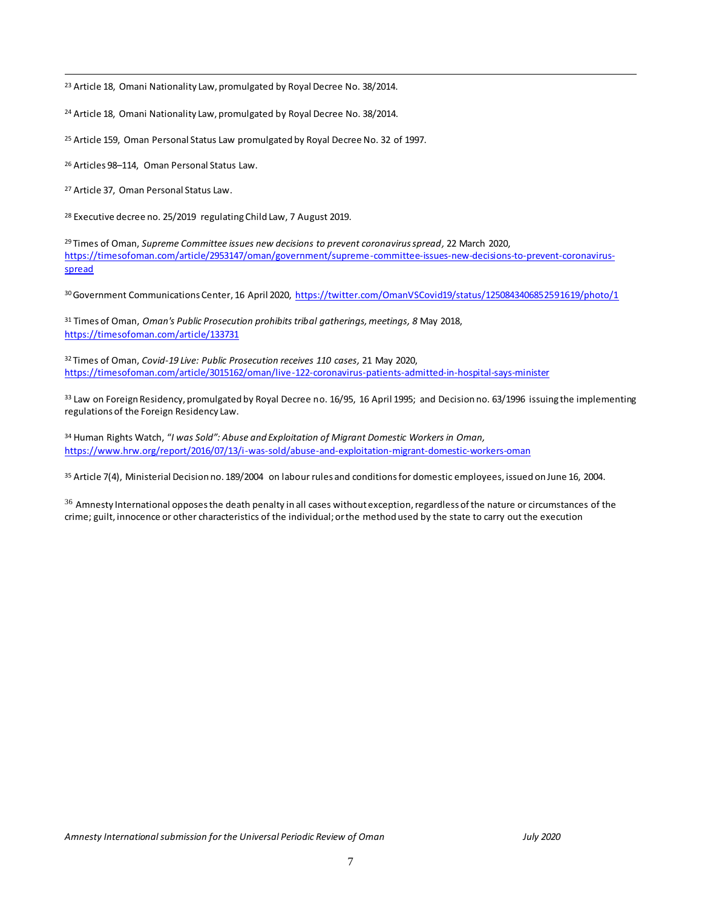[23] Article 18, Omani Nationality Law, promulgated by Royal Decree No. 38/2014.

[24] Article 18, Omani Nationality Law, promulgated by Royal Decree No. 38/2014.

[25] Article 159, Oman Personal Status Law promulgated by Royal Decree No. 32 of 1997.

[26] Articles 98–114, Oman Personal Status Law.

[27] Article 37, Oman Personal Status Law.

[28] Executive decree no. 25/2019 regulating Child Law, 7 August 2019.

[29] Times of Oman, *Supreme Committee issues new decisions to prevent coronavirus spread*, 22 March 2020, https://timesofoman.com/article/2953147/oman/government/supreme-committee-issues-new-decisions-to-prevent-coronavirus-spread

[30] Government Communications Center, 16 April 2020, https://twitter.com/OmanVSCovid19/status/1250843406852591619/photo/1

[31] Times of Oman, *Oman's Public Prosecution prohibits tribal gatherings, meetings, 8* May 2018, https://timesofoman.com/article/133731

[32] Times of Oman, *Covid-19 Live: Public Prosecution receives 110 cases,* 21 May 2020, https://timesofoman.com/article/3015162/oman/live-122-coronavirus-patients-admitted-in-hospital-says-minister

[33] Law on Foreign Residency, promulgated by Royal Decree no. 16/95, 16 April 1995; and Decision no. 63/1996 issuing the implementing regulations of the Foreign Residency Law.

[34] Human Rights Watch, "*I was Sold": Abuse and Exploitation of Migrant Domestic Workers in Oman,* https://www.hrw.org/report/2016/07/13/i-was-sold/abuse-and-exploitation-migrant-domestic-workers-oman

[35] Article 7(4), Ministerial Decision no. 189/2004 on labour rules and conditions for domestic employees, issued on June 16, 2004.

[36] Amnesty International opposes the death penalty in all cases without exception, regardless of the nature or circumstances of the crime; guilt, innocence or other characteristics of the individual; or the method used by the state to carry out the execution